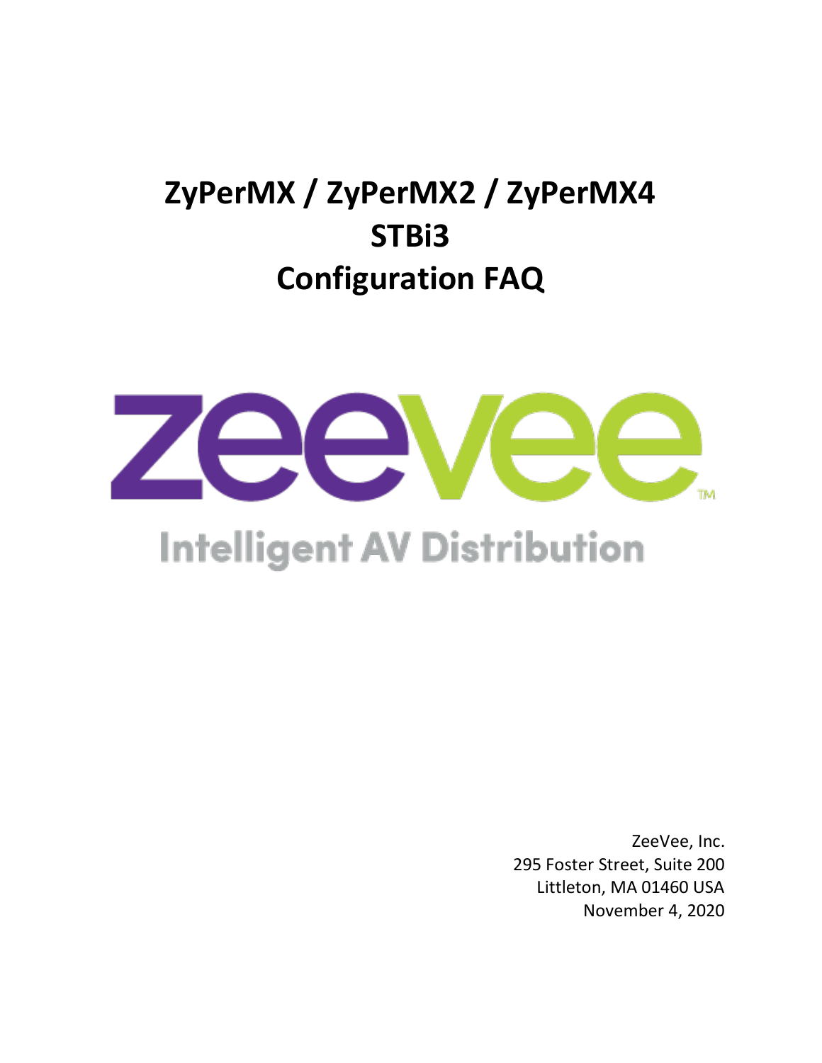# ZyPerMX / ZyPerMX2 / ZyPerMX4
# STBi3
# Configuration FAQ

zeevee™

Intelligent AV Distribution

ZeeVee, Inc.
295 Foster Street, Suite 200
Littleton, MA 01460 USA
November 4, 2020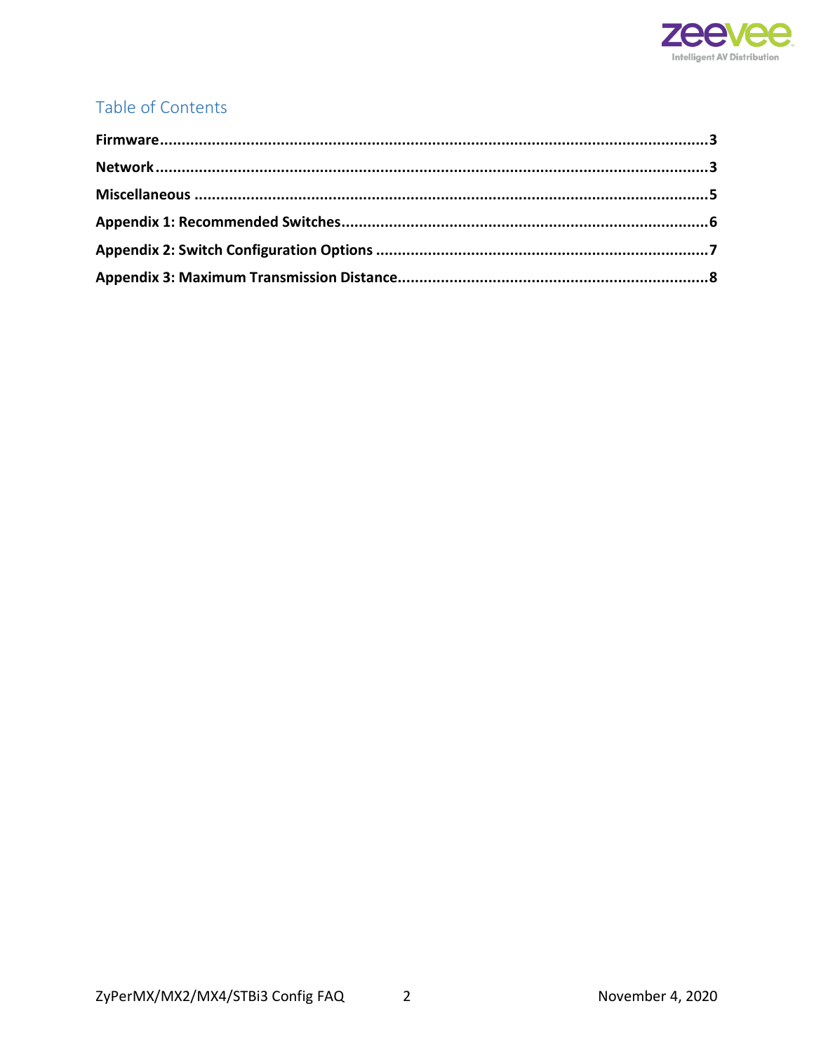## Table of Contents

**Firmware**............................................................................................................................3

**Network**..............................................................................................................................3

**Miscellaneous** ......................................................................................................................5

**Appendix 1: Recommended Switches**...................................................................................6

**Appendix 2: Switch Configuration Options** ..........................................................................7

**Appendix 3: Maximum Transmission Distance**......................................................................8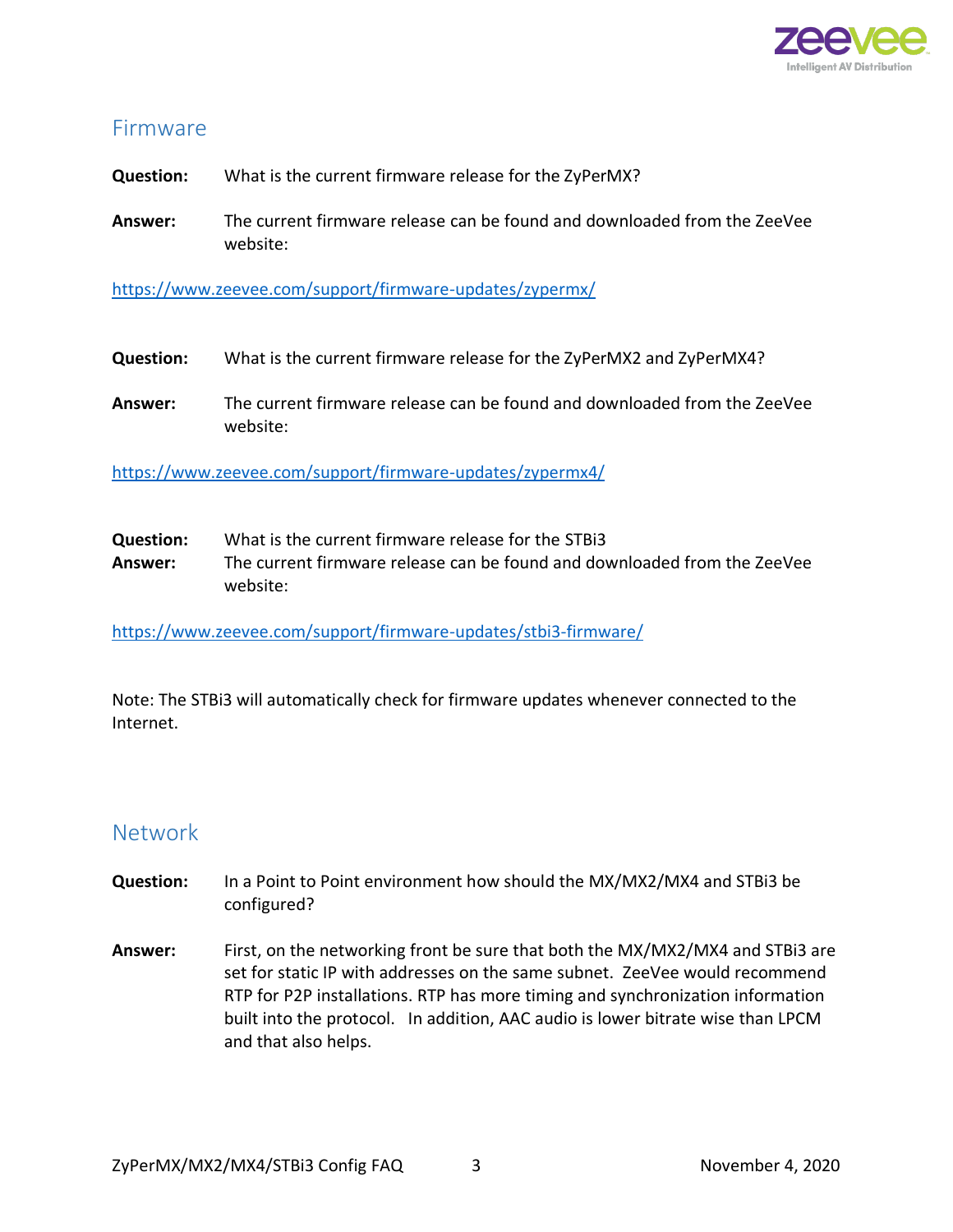## Firmware

**Question:** What is the current firmware release for the ZyPerMX?

**Answer:** The current firmware release can be found and downloaded from the ZeeVee website:

https://www.zeevee.com/support/firmware-updates/zypermx/

**Question:** What is the current firmware release for the ZyPerMX2 and ZyPerMX4?

**Answer:** The current firmware release can be found and downloaded from the ZeeVee website:

https://www.zeevee.com/support/firmware-updates/zypermx4/

**Question:** What is the current firmware release for the STBi3

**Answer:** The current firmware release can be found and downloaded from the ZeeVee website:

https://www.zeevee.com/support/firmware-updates/stbi3-firmware/

Note: The STBi3 will automatically check for firmware updates whenever connected to the Internet.

## Network

**Question:** In a Point to Point environment how should the MX/MX2/MX4 and STBi3 be configured?

**Answer:** First, on the networking front be sure that both the MX/MX2/MX4 and STBi3 are set for static IP with addresses on the same subnet. ZeeVee would recommend RTP for P2P installations. RTP has more timing and synchronization information built into the protocol. In addition, AAC audio is lower bitrate wise than LPCM and that also helps.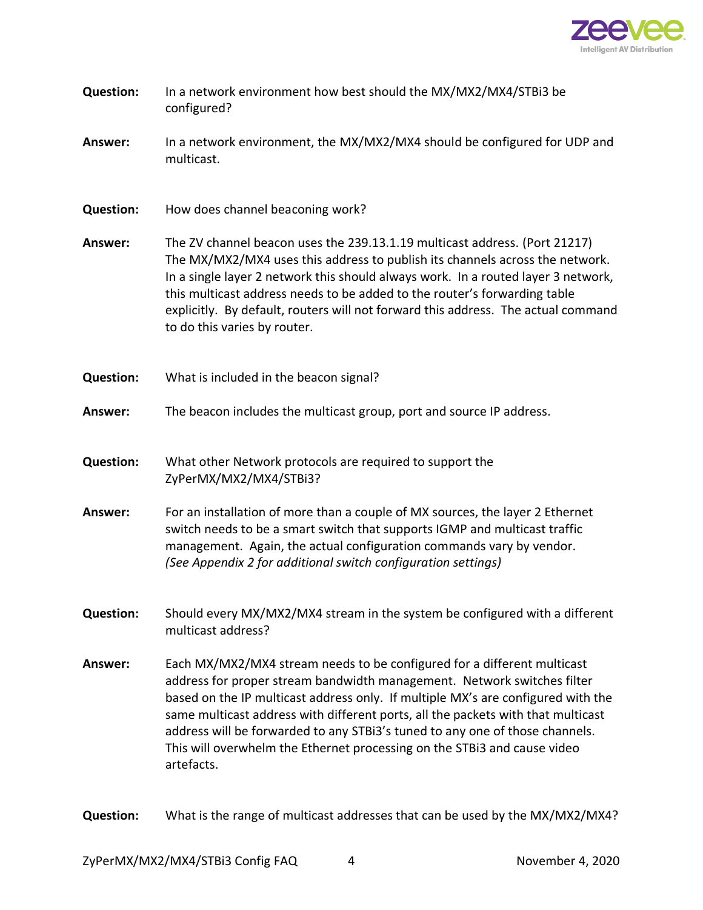**Question:** In a network environment how best should the MX/MX2/MX4/STBi3 be configured?

**Answer:** In a network environment, the MX/MX2/MX4 should be configured for UDP and multicast.

**Question:** How does channel beaconing work?

**Answer:** The ZV channel beacon uses the 239.13.1.19 multicast address. (Port 21217) The MX/MX2/MX4 uses this address to publish its channels across the network. In a single layer 2 network this should always work. In a routed layer 3 network, this multicast address needs to be added to the router's forwarding table explicitly. By default, routers will not forward this address. The actual command to do this varies by router.

**Question:** What is included in the beacon signal?

**Answer:** The beacon includes the multicast group, port and source IP address.

**Question:** What other Network protocols are required to support the ZyPerMX/MX2/MX4/STBi3?

**Answer:** For an installation of more than a couple of MX sources, the layer 2 Ethernet switch needs to be a smart switch that supports IGMP and multicast traffic management. Again, the actual configuration commands vary by vendor. *(See Appendix 2 for additional switch configuration settings)*

**Question:** Should every MX/MX2/MX4 stream in the system be configured with a different multicast address?

**Answer:** Each MX/MX2/MX4 stream needs to be configured for a different multicast address for proper stream bandwidth management. Network switches filter based on the IP multicast address only. If multiple MX's are configured with the same multicast address with different ports, all the packets with that multicast address will be forwarded to any STBi3's tuned to any one of those channels. This will overwhelm the Ethernet processing on the STBi3 and cause video artefacts.

**Question:** What is the range of multicast addresses that can be used by the MX/MX2/MX4?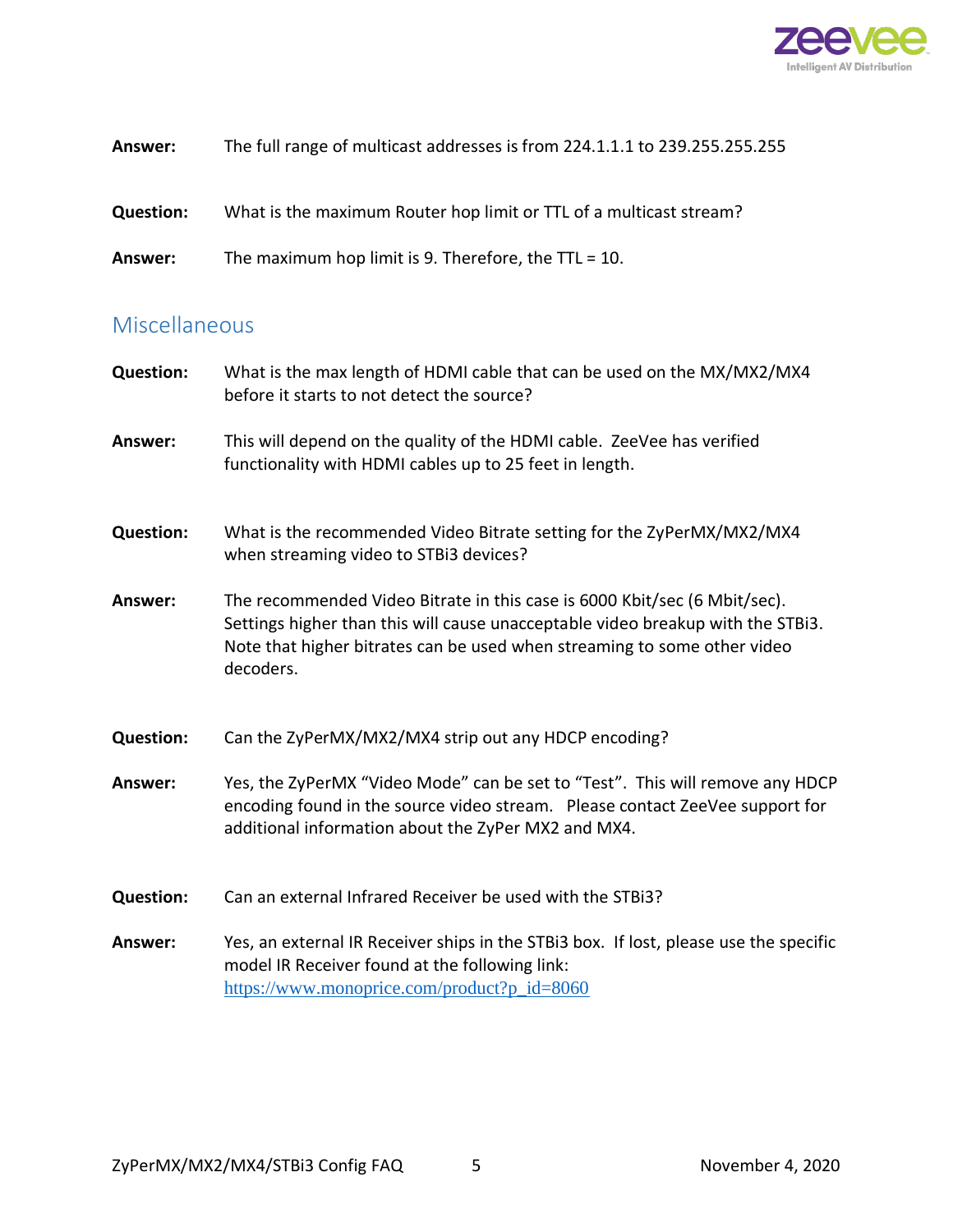**Answer:** The full range of multicast addresses is from 224.1.1.1 to 239.255.255.255

**Question:** What is the maximum Router hop limit or TTL of a multicast stream?

**Answer:** The maximum hop limit is 9. Therefore, the TTL = 10.

## Miscellaneous

**Question:** What is the max length of HDMI cable that can be used on the MX/MX2/MX4 before it starts to not detect the source?

**Answer:** This will depend on the quality of the HDMI cable. ZeeVee has verified functionality with HDMI cables up to 25 feet in length.

**Question:** What is the recommended Video Bitrate setting for the ZyPerMX/MX2/MX4 when streaming video to STBi3 devices?

**Answer:** The recommended Video Bitrate in this case is 6000 Kbit/sec (6 Mbit/sec). Settings higher than this will cause unacceptable video breakup with the STBi3. Note that higher bitrates can be used when streaming to some other video decoders.

**Question:** Can the ZyPerMX/MX2/MX4 strip out any HDCP encoding?

**Answer:** Yes, the ZyPerMX "Video Mode" can be set to "Test". This will remove any HDCP encoding found in the source video stream. Please contact ZeeVee support for additional information about the ZyPer MX2 and MX4.

**Question:** Can an external Infrared Receiver be used with the STBi3?

**Answer:** Yes, an external IR Receiver ships in the STBi3 box. If lost, please use the specific model IR Receiver found at the following link: [https://www.monoprice.com/product?p_id=8060](https://www.monoprice.com/product?p_id=8060)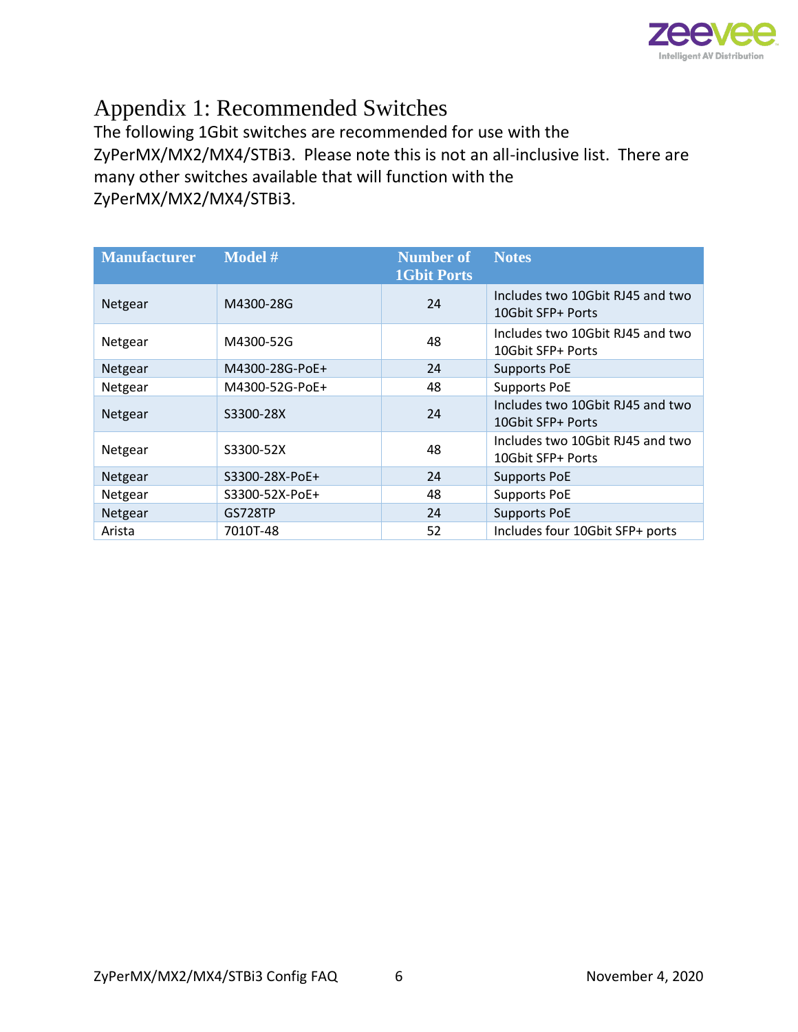# Appendix 1: Recommended Switches

The following 1Gbit switches are recommended for use with the ZyPerMX/MX2/MX4/STBi3. Please note this is not an all-inclusive list. There are many other switches available that will function with the ZyPerMX/MX2/MX4/STBi3.

| Manufacturer | Model # | Number of 1Gbit Ports | Notes |
|---|---|---|---|
| Netgear | M4300-28G | 24 | Includes two 10Gbit RJ45 and two 10Gbit SFP+ Ports |
| Netgear | M4300-52G | 48 | Includes two 10Gbit RJ45 and two 10Gbit SFP+ Ports |
| Netgear | M4300-28G-PoE+ | 24 | Supports PoE |
| Netgear | M4300-52G-PoE+ | 48 | Supports PoE |
| Netgear | S3300-28X | 24 | Includes two 10Gbit RJ45 and two 10Gbit SFP+ Ports |
| Netgear | S3300-52X | 48 | Includes two 10Gbit RJ45 and two 10Gbit SFP+ Ports |
| Netgear | S3300-28X-PoE+ | 24 | Supports PoE |
| Netgear | S3300-52X-PoE+ | 48 | Supports PoE |
| Netgear | GS728TP | 24 | Supports PoE |
| Arista | 7010T-48 | 52 | Includes four 10Gbit SFP+ ports |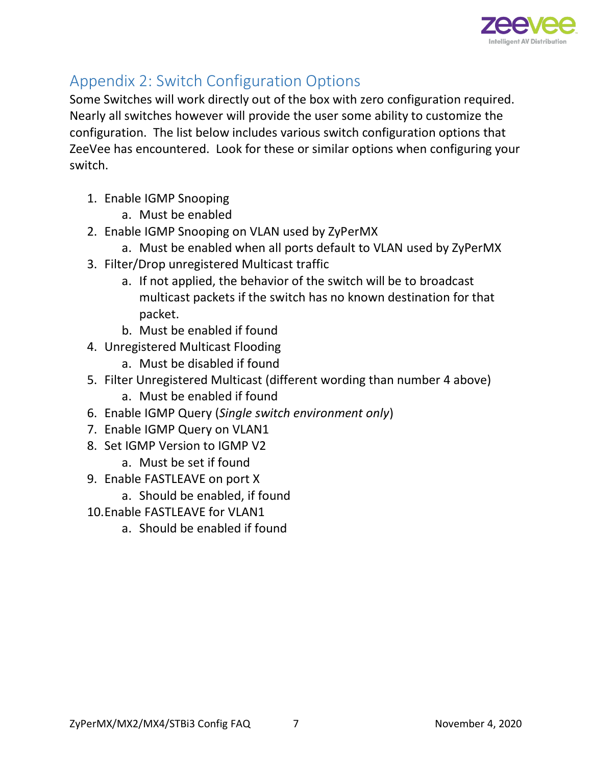## Appendix 2: Switch Configuration Options

Some Switches will work directly out of the box with zero configuration required. Nearly all switches however will provide the user some ability to customize the configuration. The list below includes various switch configuration options that ZeeVee has encountered. Look for these or similar options when configuring your switch.

1. Enable IGMP Snooping
   a. Must be enabled
2. Enable IGMP Snooping on VLAN used by ZyPerMX
   a. Must be enabled when all ports default to VLAN used by ZyPerMX
3. Filter/Drop unregistered Multicast traffic
   a. If not applied, the behavior of the switch will be to broadcast multicast packets if the switch has no known destination for that packet.
   b. Must be enabled if found
4. Unregistered Multicast Flooding
   a. Must be disabled if found
5. Filter Unregistered Multicast (different wording than number 4 above)
   a. Must be enabled if found
6. Enable IGMP Query (*Single switch environment only*)
7. Enable IGMP Query on VLAN1
8. Set IGMP Version to IGMP V2
   a. Must be set if found
9. Enable FASTLEAVE on port X
   a. Should be enabled, if found
10. Enable FASTLEAVE for VLAN1
    a. Should be enabled if found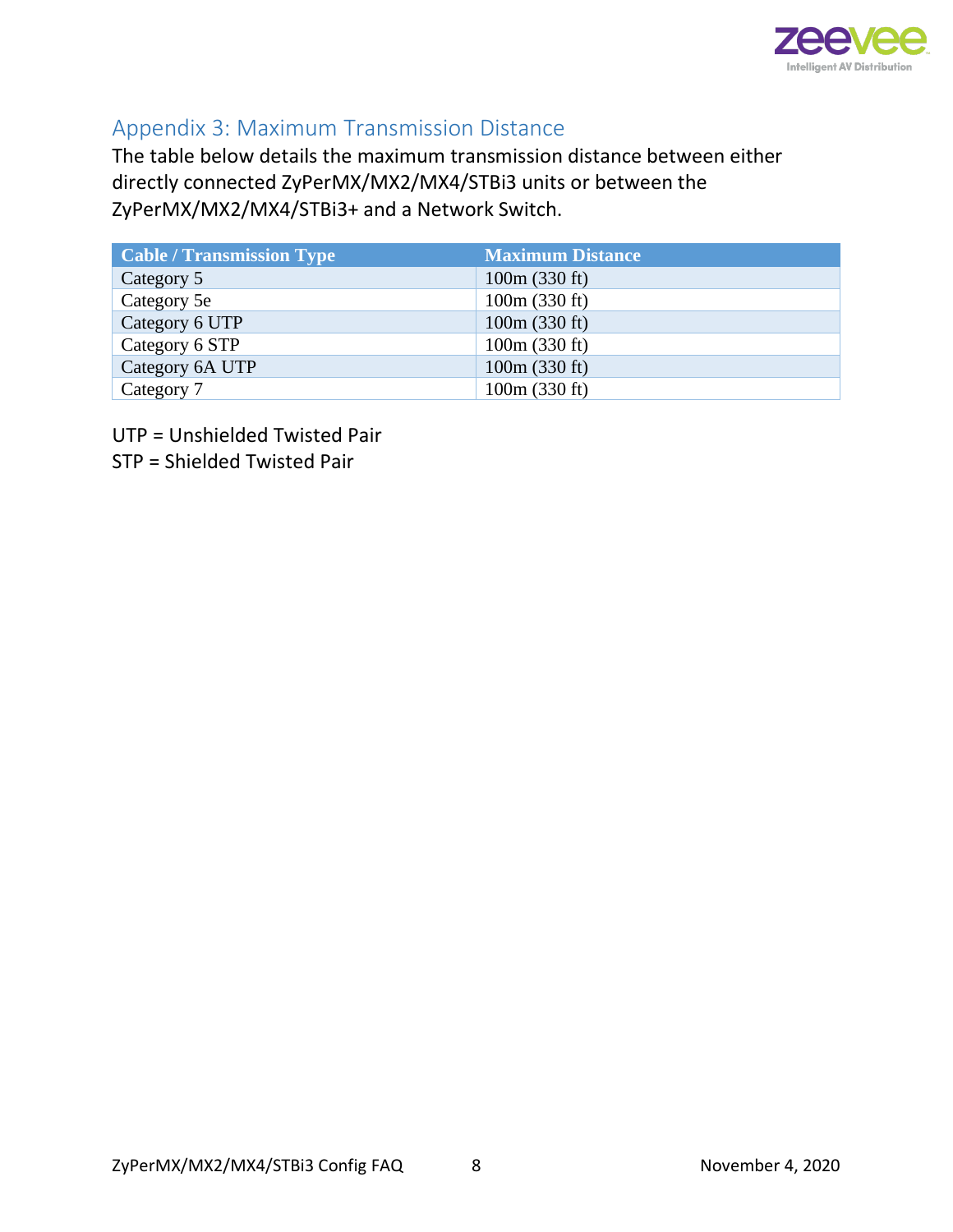## Appendix 3: Maximum Transmission Distance

The table below details the maximum transmission distance between either directly connected ZyPerMX/MX2/MX4/STBi3 units or between the ZyPerMX/MX2/MX4/STBi3+ and a Network Switch.

| Cable / Transmission Type | Maximum Distance |
|---|---|
| Category 5 | 100m (330 ft) |
| Category 5e | 100m (330 ft) |
| Category 6 UTP | 100m (330 ft) |
| Category 6 STP | 100m (330 ft) |
| Category 6A UTP | 100m (330 ft) |
| Category 7 | 100m (330 ft) |

UTP = Unshielded Twisted Pair
STP = Shielded Twisted Pair